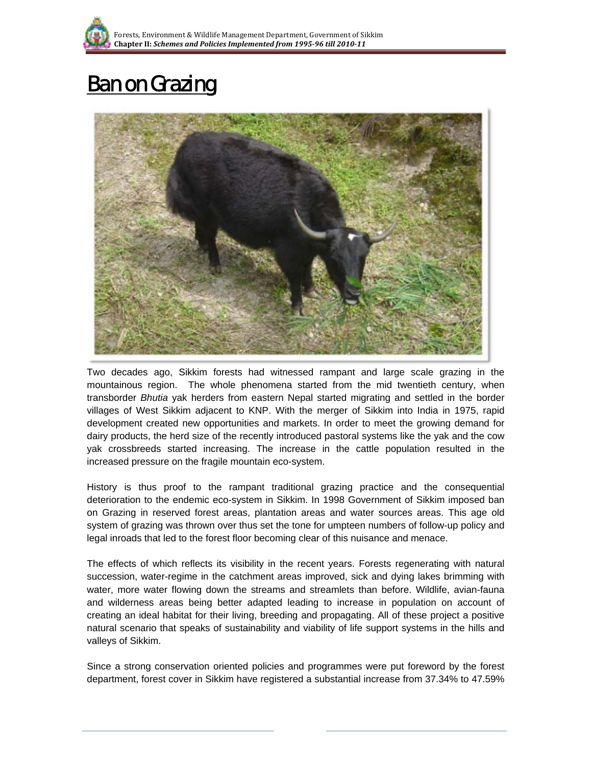# Ban on Grazing

Two decades ago, Sikkim forests had witnessed rampant and large scale grazing in the mountainous region. The whole phenomena started from the mid twentieth century, when transborder *Bhutia* yak herders from eastern Nepal started migrating and settled in the border villages of West Sikkim adjacent to KNP. With the merger of Sikkim into India in 1975, rapid development created new opportunities and markets. In order to meet the growing demand for dairy products, the herd size of the recently introduced pastoral systems like the yak and the cow yak crossbreeds started increasing. The increase in the cattle population resulted in the increased pressure on the fragile mountain eco-system.

History is thus proof to the rampant traditional grazing practice and the consequential deterioration to the endemic eco-system in Sikkim. In 1998 Government of Sikkim imposed ban on Grazing in reserved forest areas, plantation areas and water sources areas. This age old system of grazing was thrown over thus set the tone for umpteen numbers of follow-up policy and legal inroads that led to the forest floor becoming clear of this nuisance and menace.

The effects of which reflects its visibility in the recent years. Forests regenerating with natural succession, water-regime in the catchment areas improved, sick and dying lakes brimming with water, more water flowing down the streams and streamlets than before. Wildlife, avian-fauna and wilderness areas being better adapted leading to increase in population on account of creating an ideal habitat for their living, breeding and propagating. All of these project a positive natural scenario that speaks of sustainability and viability of life support systems in the hills and valleys of Sikkim.

Since a strong conservation oriented policies and programmes were put foreword by the forest department, forest cover in Sikkim have registered a substantial increase from 37.34% to 47.59%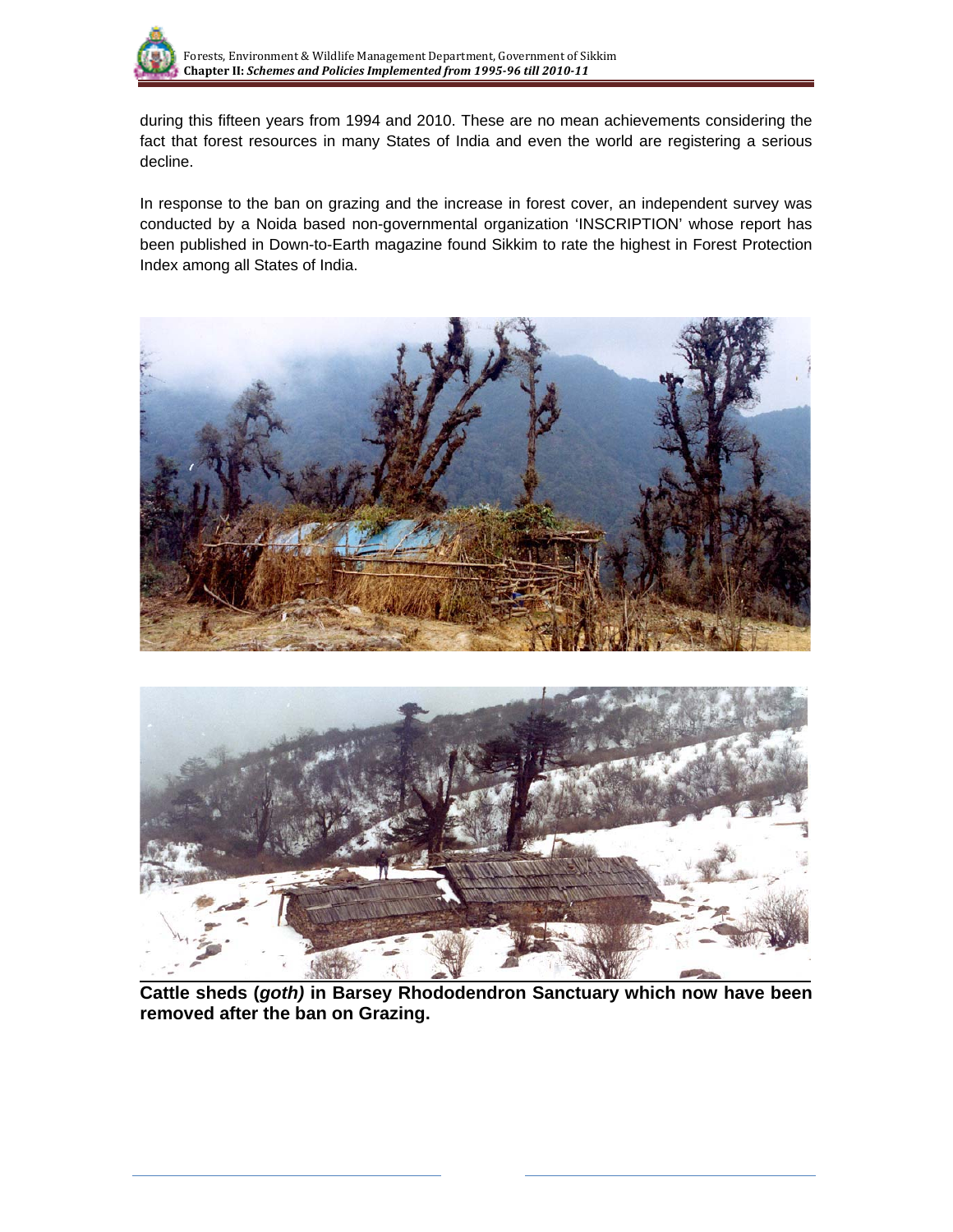during this fifteen years from 1994 and 2010. These are no mean achievements considering the fact that forest resources in many States of India and even the world are registering a serious decline.

In response to the ban on grazing and the increase in forest cover, an independent survey was conducted by a Noida based non-governmental organization 'INSCRIPTION' whose report has been published in Down-to-Earth magazine found Sikkim to rate the highest in Forest Protection Index among all States of India.

**Cattle sheds (*goth)* in Barsey Rhododendron Sanctuary which now have been removed after the ban on Grazing.**